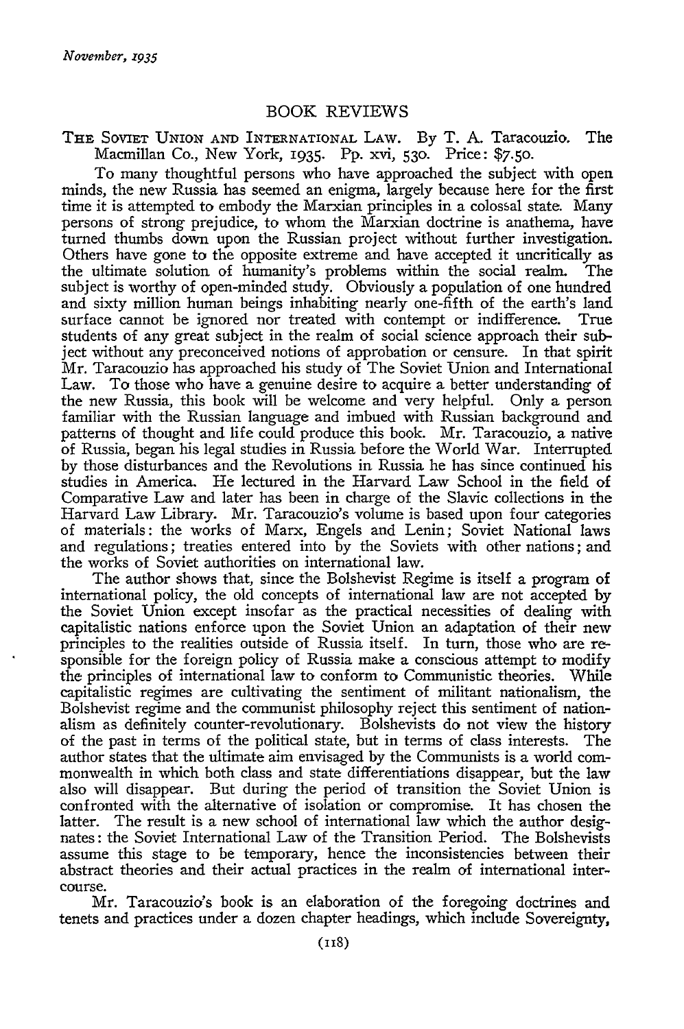*November, 1935*

## BOOK REVIEWS

THE SOVIET UNION AND INTERNATIONAL LAW. By T. A. Taracouzio. The Macmillan Co., New York, 1935. Pp. xvi, 530. Price: $7.50.

To many thoughtful persons who have approached the subject with open minds, the new Russia has seemed an enigma, largely because here for the first time it is attempted to embody the Marxian principles in a colossal state. Many persons of strong prejudice, to whom the Marxian doctrine is anathema, have turned thumbs down upon the Russian project without further investigation. Others have gone to the opposite extreme and have accepted it uncritically as the ultimate solution of humanity's problems within the social realm. The subject is worthy of open-minded study. Obviously a population of one hundred and sixty million human beings inhabiting nearly one-fifth of the earth's land surface cannot be ignored nor treated with contempt or indifference. True students of any great subject in the realm of social science approach their subject without any preconceived notions of approbation or censure. In that spirit Mr. Taracouzio has approached his study of The Soviet Union and International Law. To those who have a genuine desire to acquire a better understanding of the new Russia, this book will be welcome and very helpful. Only a person familiar with the Russian language and imbued with Russian background and patterns of thought and life could produce this book. Mr. Taracouzio, a native of Russia, began his legal studies in Russia before the World War. Interrupted by those disturbances and the Revolutions in Russia he has since continued his studies in America. He lectured in the Harvard Law School in the field of Comparative Law and later has been in charge of the Slavic collections in the Harvard Law Library. Mr. Taracouzio's volume is based upon four categories of materials: the works of Marx, Engels and Lenin; Soviet National laws and regulations; treaties entered into by the Soviets with other nations; and the works of Soviet authorities on international law.

The author shows that, since the Bolshevist Regime is itself a program of international policy, the old concepts of international law are not accepted by the Soviet Union except insofar as the practical necessities of dealing with capitalistic nations enforce upon the Soviet Union an adaptation of their new principles to the realities outside of Russia itself. In turn, those who are responsible for the foreign policy of Russia make a conscious attempt to modify the principles of international law to conform to Communistic theories. While capitalistic regimes are cultivating the sentiment of militant nationalism, the Bolshevist regime and the communist philosophy reject this sentiment of nationalism as definitely counter-revolutionary. Bolshevists do not view the history of the past in terms of the political state, but in terms of class interests. The author states that the ultimate aim envisaged by the Communists is a world commonwealth in which both class and state differentiations disappear, but the law also will disappear. But during the period of transition the Soviet Union is confronted with the alternative of isolation or compromise. It has chosen the latter. The result is a new school of international law which the author designates: the Soviet International Law of the Transition Period. The Bolshevists assume this stage to be temporary, hence the inconsistencies between their abstract theories and their actual practices in the realm of international intercourse.

Mr. Taracouzio's book is an elaboration of the foregoing doctrines and tenets and practices under a dozen chapter headings, which include Sovereignty,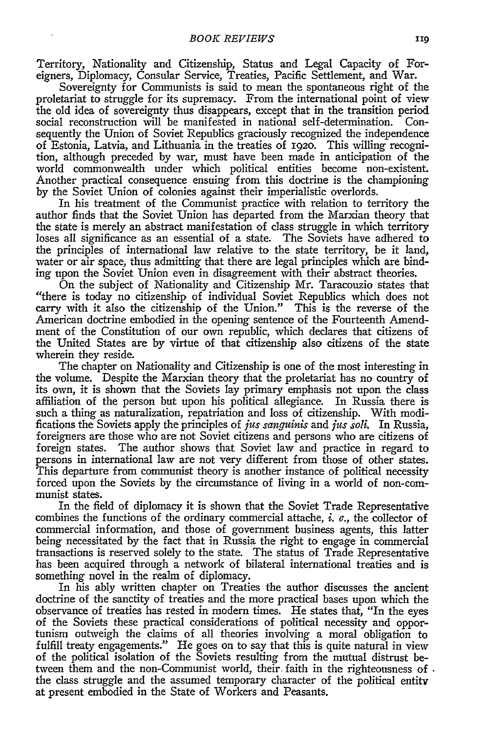Territory, Nationality and Citizenship, Status and Legal Capacity of Foreigners, Diplomacy, Consular Service, Treaties, Pacific Settlement, and War.

Sovereignty for Communists is said to mean the spontaneous right of the proletariat to struggle for its supremacy. From the international point of view the old idea of sovereignty thus disappears, except that in the transition period social reconstruction will be manifested in national self-determination. Consequently the Union of Soviet Republics graciously recognized the independence of Estonia, Latvia, and Lithuania in the treaties of 1920. This willing recognition, although preceded by war, must have been made in anticipation of the world commonwealth under which political entities become non-existent. Another practical consequence ensuing from this doctrine is the championing by the Soviet Union of colonies against their imperialistic overlords.

In his treatment of the Communist practice with relation to territory the author finds that the Soviet Union has departed from the Marxian theory that the state is merely an abstract manifestation of class struggle in which territory loses all significance as an essential of a state. The Soviets have adhered to the principles of international law relative to the state territory, be it land, water or air space, thus admitting that there are legal principles which are binding upon the Soviet Union even in disagreement with their abstract theories.

On the subject of Nationality and Citizenship Mr. Taracouzio states that "there is today no citizenship of individual Soviet Republics which does not carry with it also the citizenship of the Union." This is the reverse of the American doctrine embodied in the opening sentence of the Fourteenth Amendment of the Constitution of our own republic, which declares that citizens of the United States are by virtue of that citizenship also citizens of the state wherein they reside.

The chapter on Nationality and Citizenship is one of the most interesting in the volume. Despite the Marxian theory that the proletariat has no country of its own, it is shown that the Soviets lay primary emphasis not upon the class affiliation of the person but upon his political allegiance. In Russia there is such a thing as naturalization, repatriation and loss of citizenship. With modifications the Soviets apply the principles of *jus sanguinis* and *jus soli*. In Russia, foreigners are those who are not Soviet citizens and persons who are citizens of foreign states. The author shows that Soviet law and practice in regard to persons in international law are not very different from those of other states. This departure from communist theory is another instance of political necessity forced upon the Soviets by the circumstance of living in a world of non-communist states.

In the field of diplomacy it is shown that the Soviet Trade Representative combines the functions of the ordinary commercial attache, *i. e.*, the collector of commercial information, and those of government business agents, this latter being necessitated by the fact that in Russia the right to engage in commercial transactions is reserved solely to the state. The status of Trade Representative has been acquired through a network of bilateral international treaties and is something novel in the realm of diplomacy.

In his ably written chapter on Treaties the author discusses the ancient doctrine of the sanctity of treaties and the more practical bases upon which the observance of treaties has rested in modern times. He states that, "In the eyes of the Soviets these practical considerations of political necessity and opportunism outweigh the claims of all theories involving a moral obligation to fulfill treaty engagements." He goes on to say that this is quite natural in view of the political isolation of the Soviets resulting from the mutual distrust between them and the non-Communist world, their faith in the righteousness of the class struggle and the assumed temporary character of the political entity at present embodied in the State of Workers and Peasants.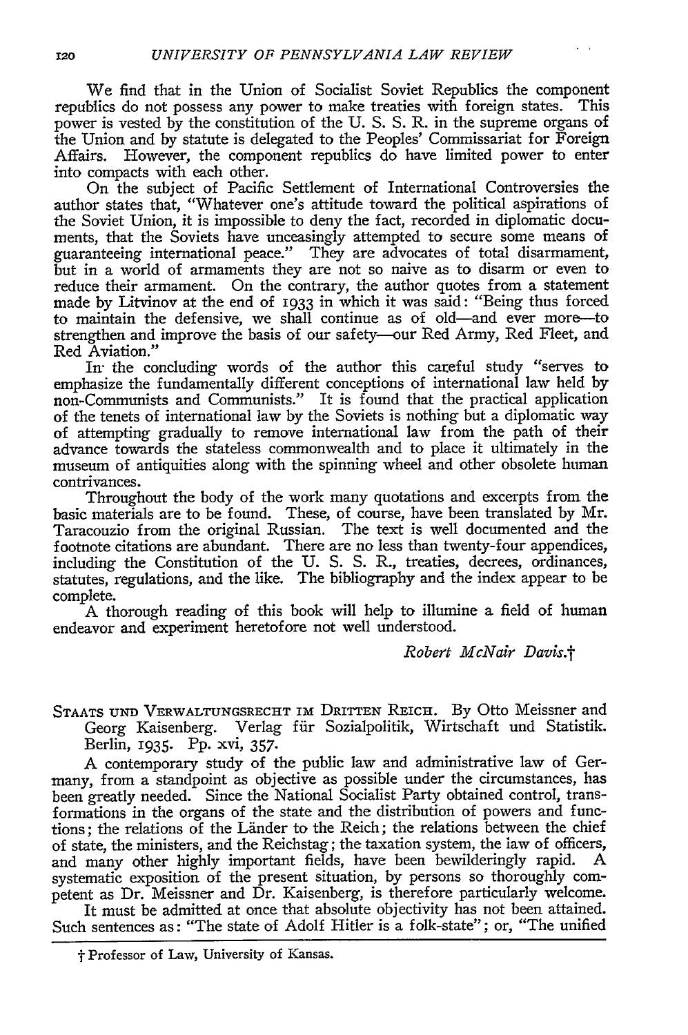We find that in the Union of Socialist Soviet Republics the component republics do not possess any power to make treaties with foreign states. This power is vested by the constitution of the U. S. S. R. in the supreme organs of the Union and by statute is delegated to the Peoples' Commissariat for Foreign Affairs. However, the component republics do have limited power to enter into compacts with each other.

On the subject of Pacific Settlement of International Controversies the author states that, "Whatever one's attitude toward the political aspirations of the Soviet Union, it is impossible to deny the fact, recorded in diplomatic documents, that the Soviets have unceasingly attempted to secure some means of guaranteeing international peace." They are advocates of total disarmament, but in a world of armaments they are not so naive as to disarm or even to reduce their armament. On the contrary, the author quotes from a statement made by Litvinov at the end of 1933 in which it was said: "Being thus forced to maintain the defensive, we shall continue as of old—and ever more—to strengthen and improve the basis of our safety—our Red Army, Red Fleet, and Red Aviation."

In the concluding words of the author this careful study "serves to emphasize the fundamentally different conceptions of international law held by non-Communists and Communists." It is found that the practical application of the tenets of international law by the Soviets is nothing but a diplomatic way of attempting gradually to remove international law from the path of their advance towards the stateless commonwealth and to place it ultimately in the museum of antiquities along with the spinning wheel and other obsolete human contrivances.

Throughout the body of the work many quotations and excerpts from the basic materials are to be found. These, of course, have been translated by Mr. Taracouzio from the original Russian. The text is well documented and the footnote citations are abundant. There are no less than twenty-four appendices, including the Constitution of the U. S. S. R., treaties, decrees, ordinances, statutes, regulations, and the like. The bibliography and the index appear to be complete.

A thorough reading of this book will help to illumine a field of human endeavor and experiment heretofore not well understood.

*Robert McNair Davis.*†

Staats und Verwaltungsrecht im Dritten Reich. By Otto Meissner and Georg Kaisenberg. Verlag für Sozialpolitik, Wirtschaft und Statistik. Berlin, 1935. Pp. xvi, 357.

A contemporary study of the public law and administrative law of Germany, from a standpoint as objective as possible under the circumstances, has been greatly needed. Since the National Socialist Party obtained control, transformations in the organs of the state and the distribution of powers and functions; the relations of the Länder to the Reich; the relations between the chief of state, the ministers, and the Reichstag; the taxation system, the law of officers, and many other highly important fields, have been bewilderingly rapid. A systematic exposition of the present situation, by persons so thoroughly competent as Dr. Meissner and Dr. Kaisenberg, is therefore particularly welcome.

It must be admitted at once that absolute objectivity has not been attained. Such sentences as: "The state of Adolf Hitler is a folk-state"; or, "The unified

† Professor of Law, University of Kansas.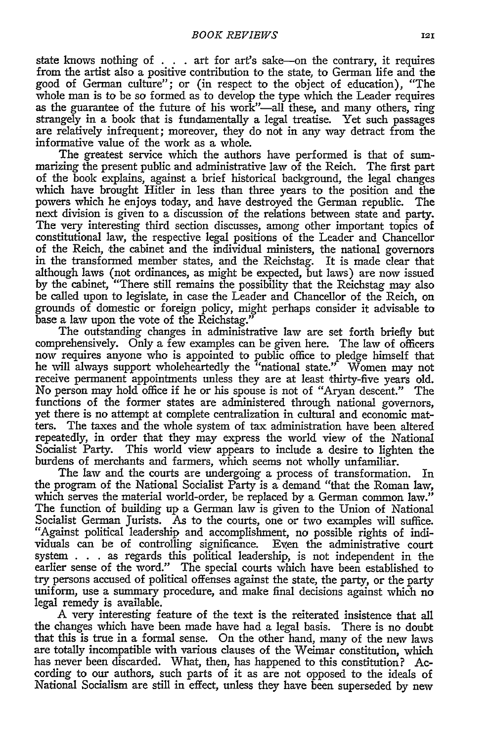state knows nothing of . . . art for art's sake—on the contrary, it requires from the artist also a positive contribution to the state, to German life and the good of German culture"; or (in respect to the object of education), "The whole man is to be so formed as to develop the type which the Leader requires as the guarantee of the future of his work"—all these, and many others, ring strangely in a book that is fundamentally a legal treatise. Yet such passages are relatively infrequent; moreover, they do not in any way detract from the informative value of the work as a whole.

The greatest service which the authors have performed is that of summarizing the present public and administrative law of the Reich. The first part of the book explains, against a brief historical background, the legal changes which have brought Hitler in less than three years to the position and the powers which he enjoys today, and have destroyed the German republic. The next division is given to a discussion of the relations between state and party. The very interesting third section discusses, among other important topics of constitutional law, the respective legal positions of the Leader and Chancellor of the Reich, the cabinet and the individual ministers, the national governors in the transformed member states, and the Reichstag. It is made clear that although laws (not ordinances, as might be expected, but laws) are now issued by the cabinet, "There still remains the possibility that the Reichstag may also be called upon to legislate, in case the Leader and Chancellor of the Reich, on grounds of domestic or foreign policy, might perhaps consider it advisable to base a law upon the vote of the Reichstag."

The outstanding changes in administrative law are set forth briefly but comprehensively. Only a few examples can be given here. The law of officers now requires anyone who is appointed to public office to pledge himself that he will always support wholeheartedly the "national state." Women may not receive permanent appointments unless they are at least thirty-five years old. No person may hold office if he or his spouse is not of "Aryan descent." The functions of the former states are administered through national governors, yet there is no attempt at complete centralization in cultural and economic matters. The taxes and the whole system of tax administration have been altered repeatedly, in order that they may express the world view of the National Socialist Party. This world view appears to include a desire to lighten the burdens of merchants and farmers, which seems not wholly unfamiliar.

The law and the courts are undergoing a process of transformation. In the program of the National Socialist Party is a demand "that the Roman law, which serves the material world-order, be replaced by a German common law." The function of building up a German law is given to the Union of National Socialist German Jurists. As to the courts, one or two examples will suffice. "Against political leadership and accomplishment, no possible rights of individuals can be of controlling significance. Even the administrative court system . . . as regards this political leadership, is not independent in the earlier sense of the word." The special courts which have been established to try persons accused of political offenses against the state, the party, or the party uniform, use a summary procedure, and make final decisions against which no legal remedy is available.

A very interesting feature of the text is the reiterated insistence that all the changes which have been made have had a legal basis. There is no doubt that this is true in a formal sense. On the other hand, many of the new laws are totally incompatible with various clauses of the Weimar constitution, which has never been discarded. What, then, has happened to this constitution? According to our authors, such parts of it as are not opposed to the ideals of National Socialism are still in effect, unless they have been superseded by new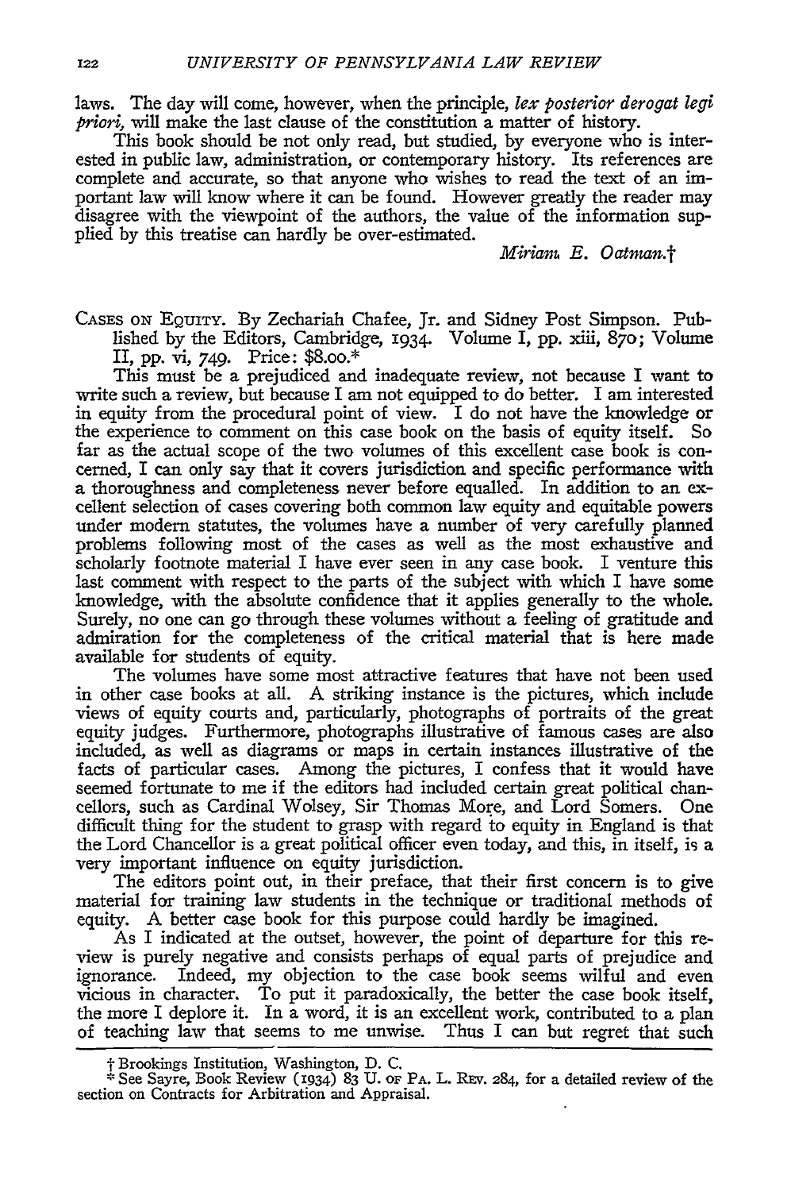laws. The day will come, however, when the principle, *lex posterior derogat legi priori*, will make the last clause of the constitution a matter of history.

This book should be not only read, but studied, by everyone who is interested in public law, administration, or contemporary history. Its references are complete and accurate, so that anyone who wishes to read the text of an important law will know where it can be found. However greatly the reader may disagree with the viewpoint of the authors, the value of the information supplied by this treatise can hardly be over-estimated.

*Miriam E. Oatman.*†

CASES ON EQUITY. By Zechariah Chafee, Jr. and Sidney Post Simpson. Published by the Editors, Cambridge, 1934. Volume I, pp. xiii, 870; Volume II, pp. vi, 749. Price: $8.00.*

This must be a prejudiced and inadequate review, not because I want to write such a review, but because I am not equipped to do better. I am interested in equity from the procedural point of view. I do not have the knowledge or the experience to comment on this case book on the basis of equity itself. So far as the actual scope of the two volumes of this excellent case book is concerned, I can only say that it covers jurisdiction and specific performance with a thoroughness and completeness never before equalled. In addition to an excellent selection of cases covering both common law equity and equitable powers under modern statutes, the volumes have a number of very carefully planned problems following most of the cases as well as the most exhaustive and scholarly footnote material I have ever seen in any case book. I venture this last comment with respect to the parts of the subject with which I have some knowledge, with the absolute confidence that it applies generally to the whole. Surely, no one can go through these volumes without a feeling of gratitude and admiration for the completeness of the critical material that is here made available for students of equity.

The volumes have some most attractive features that have not been used in other case books at all. A striking instance is the pictures, which include views of equity courts and, particularly, photographs of portraits of the great equity judges. Furthermore, photographs illustrative of famous cases are also included, as well as diagrams or maps in certain instances illustrative of the facts of particular cases. Among the pictures, I confess that it would have seemed fortunate to me if the editors had included certain great political chancellors, such as Cardinal Wolsey, Sir Thomas More, and Lord Somers. One difficult thing for the student to grasp with regard to equity in England is that the Lord Chancellor is a great political officer even today, and this, in itself, is a very important influence on equity jurisdiction.

The editors point out, in their preface, that their first concern is to give material for training law students in the technique or traditional methods of equity. A better case book for this purpose could hardly be imagined.

As I indicated at the outset, however, the point of departure for this review is purely negative and consists perhaps of equal parts of prejudice and ignorance. Indeed, my objection to the case book seems wilful and even vicious in character. To put it paradoxically, the better the case book itself, the more I deplore it. In a word, it is an excellent work, contributed to a plan of teaching law that seems to me unwise. Thus I can but regret that such

† Brookings Institution, Washington, D. C.

\* See Sayre, Book Review (1934) 83 U. OF PA. L. REV. 284, for a detailed review of the section on Contracts for Arbitration and Appraisal.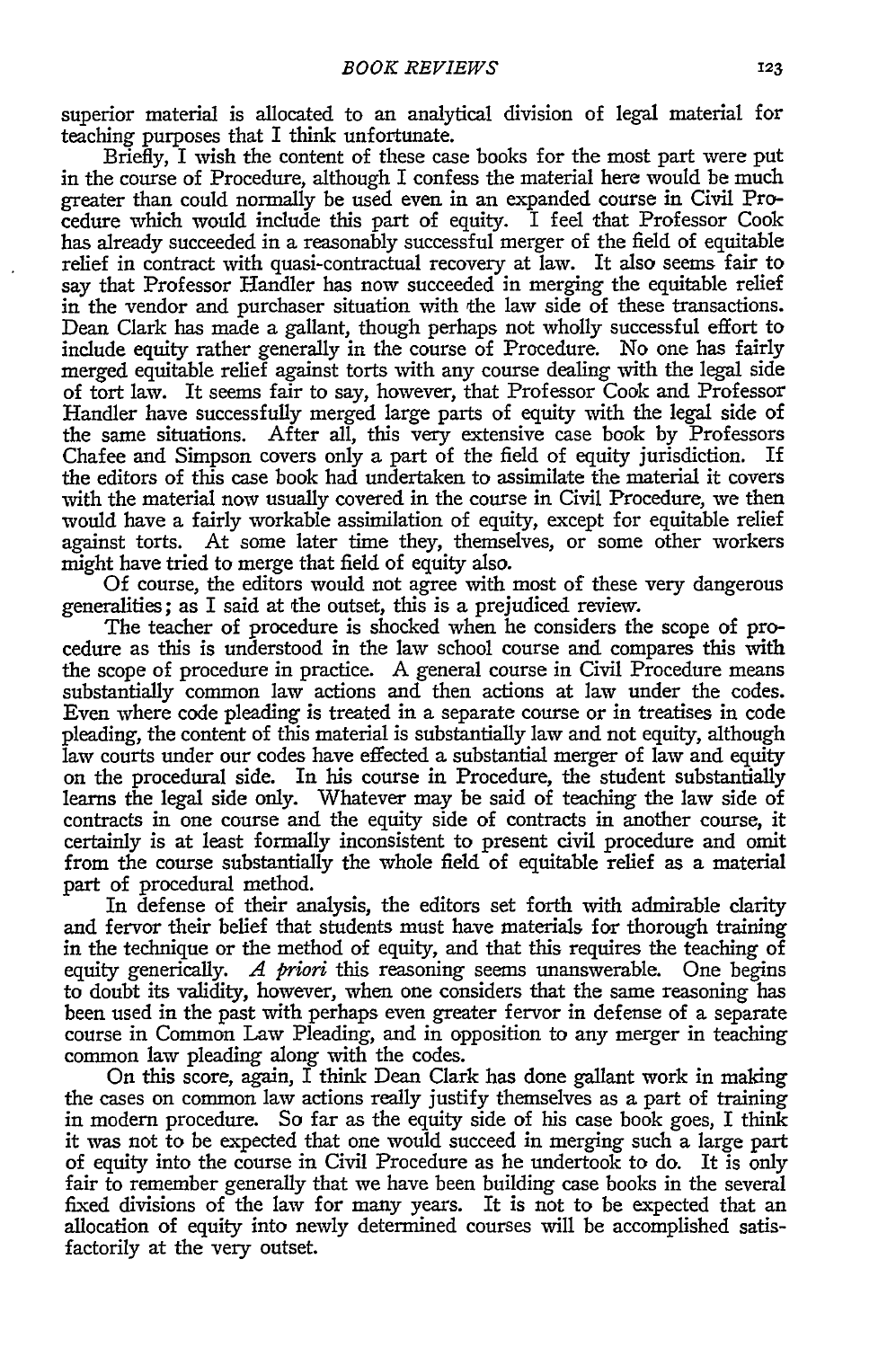superior material is allocated to an analytical division of legal material for teaching purposes that I think unfortunate.

Briefly, I wish the content of these case books for the most part were put in the course of Procedure, although I confess the material here would be much greater than could normally be used even in an expanded course in Civil Procedure which would include this part of equity. I feel that Professor Cook has already succeeded in a reasonably successful merger of the field of equitable relief in contract with quasi-contractual recovery at law. It also seems fair to say that Professor Handler has now succeeded in merging the equitable relief in the vendor and purchaser situation with the law side of these transactions. Dean Clark has made a gallant, though perhaps not wholly successful effort to include equity rather generally in the course of Procedure. No one has fairly merged equitable relief against torts with any course dealing with the legal side of tort law. It seems fair to say, however, that Professor Cook and Professor Handler have successfully merged large parts of equity with the legal side of the same situations. After all, this very extensive case book by Professors Chafee and Simpson covers only a part of the field of equity jurisdiction. If the editors of this case book had undertaken to assimilate the material it covers with the material now usually covered in the course in Civil Procedure, we then would have a fairly workable assimilation of equity, except for equitable relief against torts. At some later time they, themselves, or some other workers might have tried to merge that field of equity also.

Of course, the editors would not agree with most of these very dangerous generalities; as I said at the outset, this is a prejudiced review.

The teacher of procedure is shocked when he considers the scope of procedure as this is understood in the law school course and compares this with the scope of procedure in practice. A general course in Civil Procedure means substantially common law actions and then actions at law under the codes. Even where code pleading is treated in a separate course or in treatises in code pleading, the content of this material is substantially law and not equity, although law courts under our codes have effected a substantial merger of law and equity on the procedural side. In his course in Procedure, the student substantially learns the legal side only. Whatever may be said of teaching the law side of contracts in one course and the equity side of contracts in another course, it certainly is at least formally inconsistent to present civil procedure and omit from the course substantially the whole field of equitable relief as a material part of procedural method.

In defense of their analysis, the editors set forth with admirable clarity and fervor their belief that students must have materials for thorough training in the technique or the method of equity, and that this requires the teaching of equity generically. *A priori* this reasoning seems unanswerable. One begins to doubt its validity, however, when one considers that the same reasoning has been used in the past with perhaps even greater fervor in defense of a separate course in Common Law Pleading, and in opposition to any merger in teaching common law pleading along with the codes.

On this score, again, I think Dean Clark has done gallant work in making the cases on common law actions really justify themselves as a part of training in modern procedure. So far as the equity side of his case book goes, I think it was not to be expected that one would succeed in merging such a large part of equity into the course in Civil Procedure as he undertook to do. It is only fair to remember generally that we have been building case books in the several fixed divisions of the law for many years. It is not to be expected that an allocation of equity into newly determined courses will be accomplished satisfactorily at the very outset.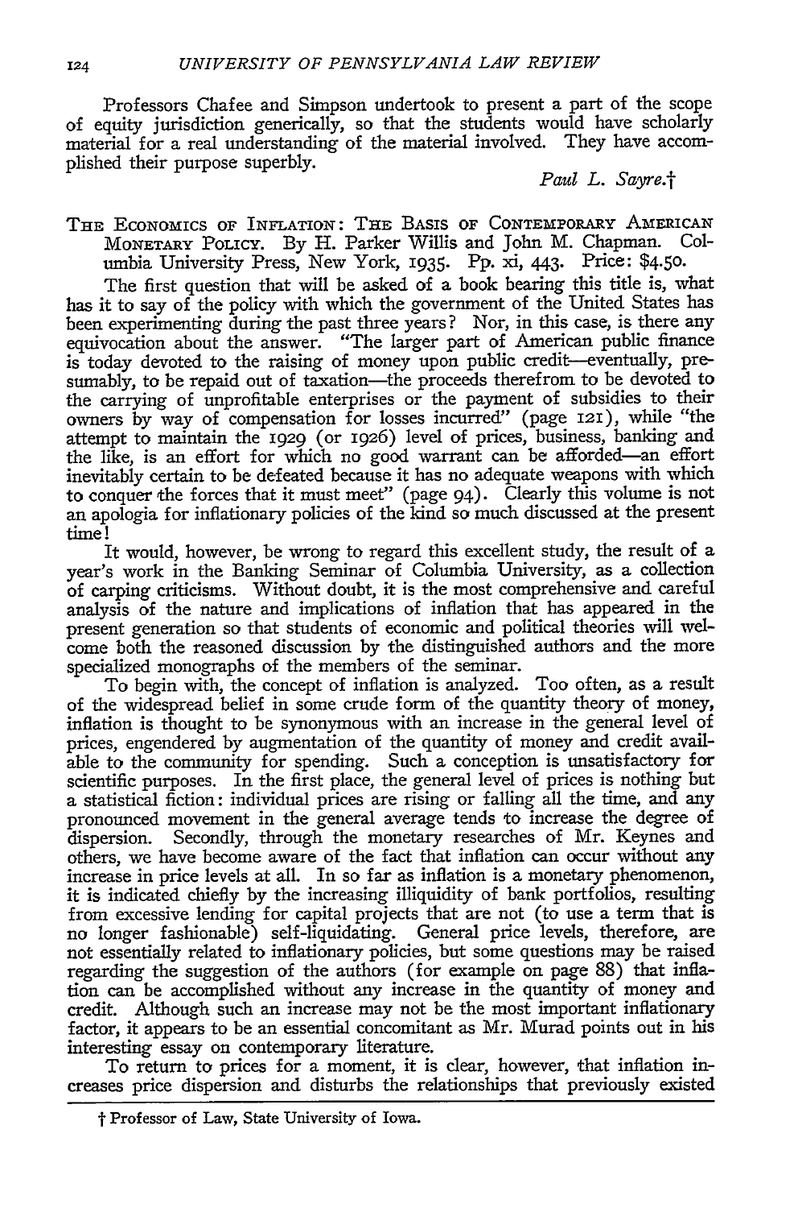Professors Chafee and Simpson undertook to present a part of the scope of equity jurisdiction generically, so that the students would have scholarly material for a real understanding of the material involved. They have accomplished their purpose superbly.

*Paul L. Sayre.*†

THE ECONOMICS OF INFLATION: THE BASIS OF CONTEMPORARY AMERICAN MONETARY POLICY. By H. Parker Willis and John M. Chapman. Columbia University Press, New York, 1935. Pp. xi, 443. Price: $4.50.

The first question that will be asked of a book bearing this title is, what has it to say of the policy with which the government of the United States has been experimenting during the past three years? Nor, in this case, is there any equivocation about the answer. "The larger part of American public finance is today devoted to the raising of money upon public credit—eventually, presumably, to be repaid out of taxation—the proceeds therefrom to be devoted to the carrying of unprofitable enterprises or the payment of subsidies to their owners by way of compensation for losses incurred" (page 121), while "the attempt to maintain the 1929 (or 1926) level of prices, business, banking and the like, is an effort for which no good warrant can be afforded—an effort inevitably certain to be defeated because it has no adequate weapons with which to conquer the forces that it must meet" (page 94). Clearly this volume is not an apologia for inflationary policies of the kind so much discussed at the present time!

It would, however, be wrong to regard this excellent study, the result of a year's work in the Banking Seminar of Columbia University, as a collection of carping criticisms. Without doubt, it is the most comprehensive and careful analysis of the nature and implications of inflation that has appeared in the present generation so that students of economic and political theories will welcome both the reasoned discussion by the distinguished authors and the more specialized monographs of the members of the seminar.

To begin with, the concept of inflation is analyzed. Too often, as a result of the widespread belief in some crude form of the quantity theory of money, inflation is thought to be synonymous with an increase in the general level of prices, engendered by augmentation of the quantity of money and credit available to the community for spending. Such a conception is unsatisfactory for scientific purposes. In the first place, the general level of prices is nothing but a statistical fiction: individual prices are rising or falling all the time, and any pronounced movement in the general average tends to increase the degree of dispersion. Secondly, through the monetary researches of Mr. Keynes and others, we have become aware of the fact that inflation can occur without any increase in price levels at all. In so far as inflation is a monetary phenomenon, it is indicated chiefly by the increasing illiquidity of bank portfolios, resulting from excessive lending for capital projects that are not (to use a term that is no longer fashionable) self-liquidating. General price levels, therefore, are not essentially related to inflationary policies, but some questions may be raised regarding the suggestion of the authors (for example on page 88) that inflation can be accomplished without any increase in the quantity of money and credit. Although such an increase may not be the most important inflationary factor, it appears to be an essential concomitant as Mr. Murad points out in his interesting essay on contemporary literature.

To return to prices for a moment, it is clear, however, that inflation increases price dispersion and disturbs the relationships that previously existed

† Professor of Law, State University of Iowa.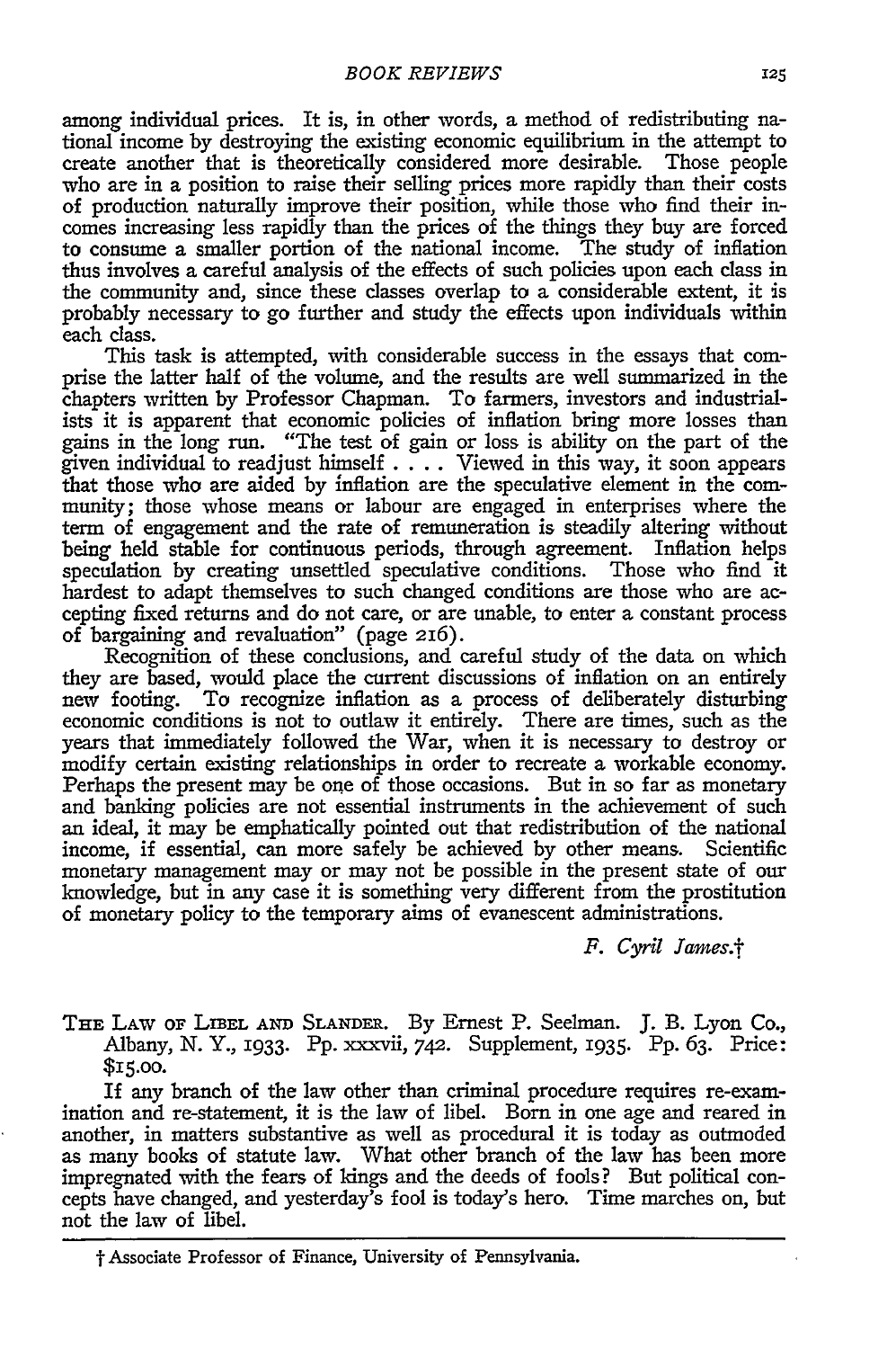among individual prices. It is, in other words, a method of redistributing national income by destroying the existing economic equilibrium in the attempt to create another that is theoretically considered more desirable. Those people who are in a position to raise their selling prices more rapidly than their costs of production naturally improve their position, while those who find their incomes increasing less rapidly than the prices of the things they buy are forced to consume a smaller portion of the national income. The study of inflation thus involves a careful analysis of the effects of such policies upon each class in the community and, since these classes overlap to a considerable extent, it is probably necessary to go further and study the effects upon individuals within each class.

This task is attempted, with considerable success in the essays that comprise the latter half of the volume, and the results are well summarized in the chapters written by Professor Chapman. To farmers, investors and industrialists it is apparent that economic policies of inflation bring more losses than gains in the long run. "The test of gain or loss is ability on the part of the given individual to readjust himself . . . . Viewed in this way, it soon appears that those who are aided by inflation are the speculative element in the community; those whose means or labour are engaged in enterprises where the term of engagement and the rate of remuneration is steadily altering without being held stable for continuous periods, through agreement. Inflation helps speculation by creating unsettled speculative conditions. Those who find it hardest to adapt themselves to such changed conditions are those who are accepting fixed returns and do not care, or are unable, to enter a constant process of bargaining and revaluation" (page 216).

Recognition of these conclusions, and careful study of the data on which they are based, would place the current discussions of inflation on an entirely new footing. To recognize inflation as a process of deliberately disturbing economic conditions is not to outlaw it entirely. There are times, such as the years that immediately followed the War, when it is necessary to destroy or modify certain existing relationships in order to recreate a workable economy. Perhaps the present may be one of those occasions. But in so far as monetary and banking policies are not essential instruments in the achievement of such an ideal, it may be emphatically pointed out that redistribution of the national income, if essential, can more safely be achieved by other means. Scientific monetary management may or may not be possible in the present state of our knowledge, but in any case it is something very different from the prostitution of monetary policy to the temporary aims of evanescent administrations.

*F. Cyril James.*†

THE LAW OF LIBEL AND SLANDER. By Ernest P. Seelman. J. B. Lyon Co., Albany, N. Y., 1933. Pp. xxxvii, 742. Supplement, 1935. Pp. 63. Price: $15.00.

If any branch of the law other than criminal procedure requires re-examination and re-statement, it is the law of libel. Born in one age and reared in another, in matters substantive as well as procedural it is today as outmoded as many books of statute law. What other branch of the law has been more impregnated with the fears of kings and the deeds of fools? But political concepts have changed, and yesterday's fool is today's hero. Time marches on, but not the law of libel.

† Associate Professor of Finance, University of Pennsylvania.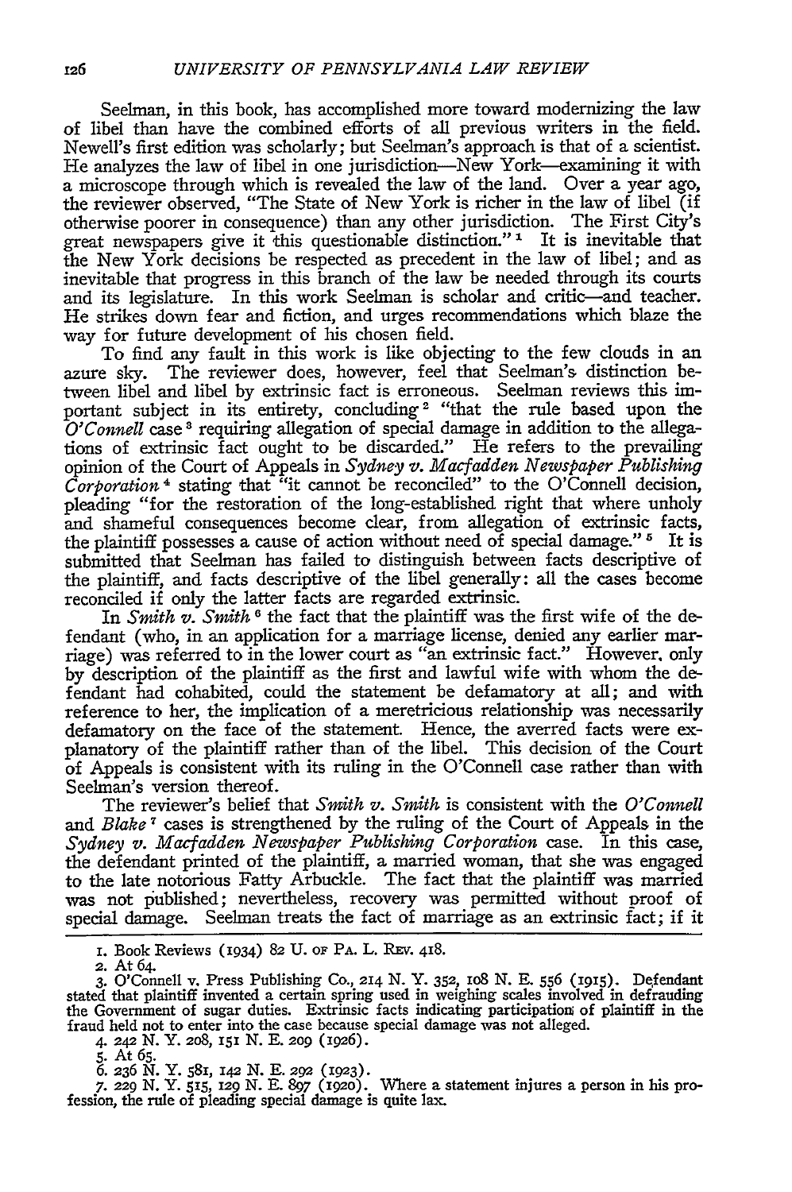Seelman, in this book, has accomplished more toward modernizing the law of libel than have the combined efforts of all previous writers in the field. Newell's first edition was scholarly; but Seelman's approach is that of a scientist. He analyzes the law of libel in one jurisdiction—New York—examining it with a microscope through which is revealed the law of the land. Over a year ago, the reviewer observed, "The State of New York is richer in the law of libel (if otherwise poorer in consequence) than any other jurisdiction. The First City's great newspapers give it this questionable distinction."[1] It is inevitable that the New York decisions be respected as precedent in the law of libel; and as inevitable that progress in this branch of the law be needed through its courts and its legislature. In this work Seelman is scholar and critic—and teacher. He strikes down fear and fiction, and urges recommendations which blaze the way for future development of his chosen field.

To find any fault in this work is like objecting to the few clouds in an azure sky. The reviewer does, however, feel that Seelman's distinction between libel and libel by extrinsic fact is erroneous. Seelman reviews this important subject in its entirety, concluding[2] "that the rule based upon the *O'Connell* case[3] requiring allegation of special damage in addition to the allegations of extrinsic fact ought to be discarded." He refers to the prevailing opinion of the Court of Appeals in *Sydney v. Macfadden Newspaper Publishing Corporation*[4] stating that "it cannot be reconciled" to the O'Connell decision, pleading "for the restoration of the long-established right that where unholy and shameful consequences become clear, from allegation of extrinsic facts, the plaintiff possesses a cause of action without need of special damage."[5] It is submitted that Seelman has failed to distinguish between facts descriptive of the plaintiff, and facts descriptive of the libel generally: all the cases become reconciled if only the latter facts are regarded extrinsic.

In *Smith v. Smith*[6] the fact that the plaintiff was the first wife of the defendant (who, in an application for a marriage license, denied any earlier marriage) was referred to in the lower court as "an extrinsic fact." However, only by description of the plaintiff as the first and lawful wife with whom the defendant had cohabited, could the statement be defamatory at all; and with reference to her, the implication of a meretricious relationship was necessarily defamatory on the face of the statement. Hence, the averred facts were explanatory of the plaintiff rather than of the libel. This decision of the Court of Appeals is consistent with its ruling in the O'Connell case rather than with Seelman's version thereof.

The reviewer's belief that *Smith v. Smith* is consistent with the *O'Connell* and *Blake*[7] cases is strengthened by the ruling of the Court of Appeals in the *Sydney v. Macfadden Newspaper Publishing Corporation* case. In this case, the defendant printed of the plaintiff, a married woman, that she was engaged to the late notorious Fatty Arbuckle. The fact that the plaintiff was married was not published; nevertheless, recovery was permitted without proof of special damage. Seelman treats the fact of marriage as an extrinsic fact; if it

---

1. Book Reviews (1934) 82 U. of Pa. L. Rev. 418.
2. At 64.
3. O'Connell v. Press Publishing Co., 214 N. Y. 352, 108 N. E. 556 (1915). Defendant stated that plaintiff invented a certain spring used in weighing scales involved in defrauding the Government of sugar duties. Extrinsic facts indicating participation of plaintiff in the fraud held not to enter into the case because special damage was not alleged.
4. 242 N. Y. 208, 151 N. E. 209 (1926).
5. At 65.
6. 236 N. Y. 581, 142 N. E. 292 (1923).
7. 229 N. Y. 515, 129 N. E. 897 (1920). Where a statement injures a person in his profession, the rule of pleading special damage is quite lax.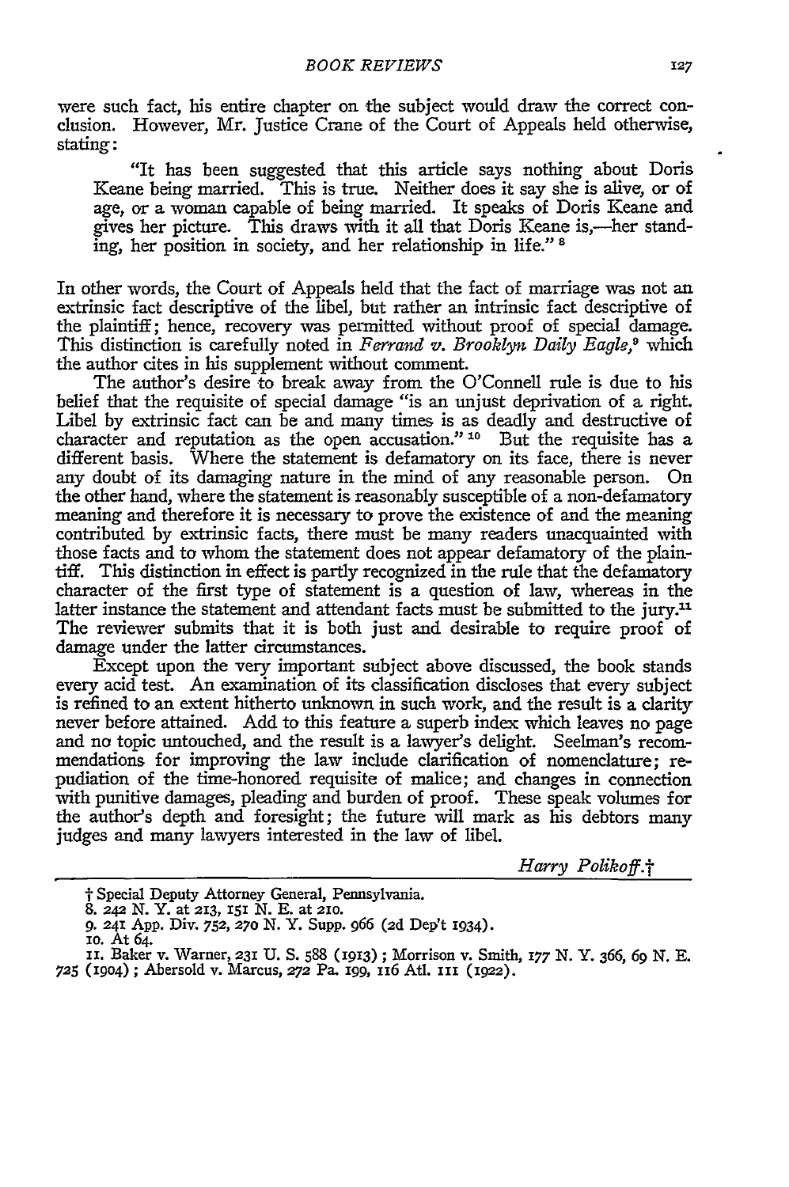were such fact, his entire chapter on the subject would draw the correct conclusion. However, Mr. Justice Crane of the Court of Appeals held otherwise, stating:

> "It has been suggested that this article says nothing about Doris Keane being married. This is true. Neither does it say she is alive, or of age, or a woman capable of being married. It speaks of Doris Keane and gives her picture. This draws with it all that Doris Keane is,—her standing, her position in society, and her relationship in life." [8]

In other words, the Court of Appeals held that the fact of marriage was not an extrinsic fact descriptive of the libel, but rather an intrinsic fact descriptive of the plaintiff; hence, recovery was permitted without proof of special damage. This distinction is carefully noted in *Ferrand v. Brooklyn Daily Eagle*,[9] which the author cites in his supplement without comment.

The author's desire to break away from the O'Connell rule is due to his belief that the requisite of special damage "is an unjust deprivation of a right. Libel by extrinsic fact can be and many times is as deadly and destructive of character and reputation as the open accusation." [10] But the requisite has a different basis. Where the statement is defamatory on its face, there is never any doubt of its damaging nature in the mind of any reasonable person. On the other hand, where the statement is reasonably susceptible of a non-defamatory meaning and therefore it is necessary to prove the existence of and the meaning contributed by extrinsic facts, there must be many readers unacquainted with those facts and to whom the statement does not appear defamatory of the plaintiff. This distinction in effect is partly recognized in the rule that the defamatory character of the first type of statement is a question of law, whereas in the latter instance the statement and attendant facts must be submitted to the jury.[11] The reviewer submits that it is both just and desirable to require proof of damage under the latter circumstances.

Except upon the very important subject above discussed, the book stands every acid test. An examination of its classification discloses that every subject is refined to an extent hitherto unknown in such work, and the result is a clarity never before attained. Add to this feature a superb index which leaves no page and no topic untouched, and the result is a lawyer's delight. Seelman's recommendations for improving the law include clarification of nomenclature; repudiation of the time-honored requisite of malice; and changes in connection with punitive damages, pleading and burden of proof. These speak volumes for the author's depth and foresight; the future will mark as his debtors many judges and many lawyers interested in the law of libel.

*Harry Polikoff.*†

---

† Special Deputy Attorney General, Pennsylvania.

8. 242 N. Y. at 213, 151 N. E. at 210.

9. 241 App. Div. 752, 270 N. Y. Supp. 966 (2d Dep't 1934).

10. At 64.

11. Baker v. Warner, 231 U. S. 588 (1913); Morrison v. Smith, 177 N. Y. 366, 69 N. E. 725 (1904); Abersold v. Marcus, 272 Pa. 199, 116 Atl. 111 (1922).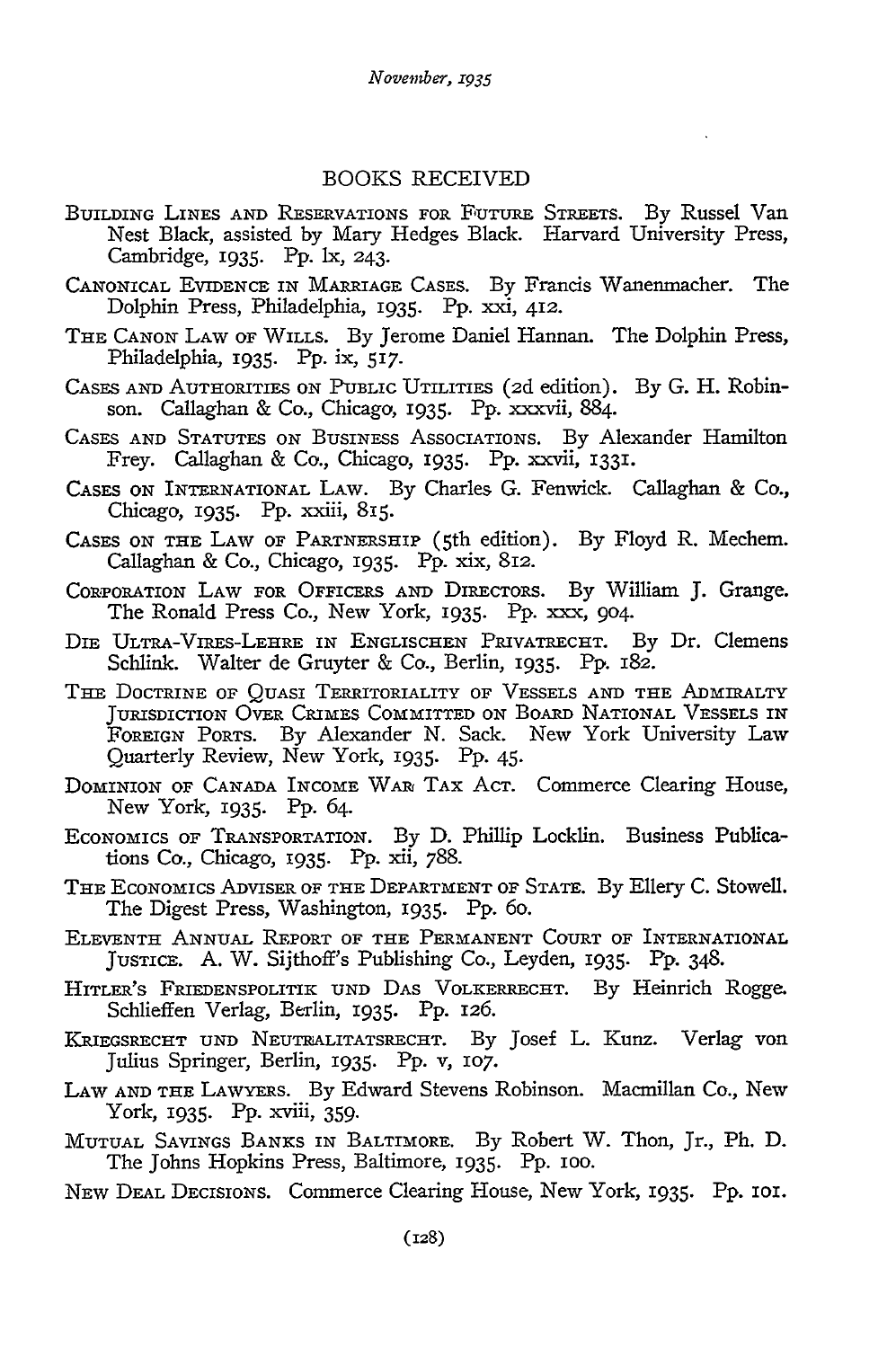## BOOKS RECEIVED

BUILDING LINES AND RESERVATIONS FOR FUTURE STREETS. By Russel Van Nest Black, assisted by Mary Hedges Black. Harvard University Press, Cambridge, 1935. Pp. lx, 243.

CANONICAL EVIDENCE IN MARRIAGE CASES. By Francis Wanenmacher. The Dolphin Press, Philadelphia, 1935. Pp. xxi, 412.

THE CANON LAW OF WILLS. By Jerome Daniel Hannan. The Dolphin Press, Philadelphia, 1935. Pp. ix, 517.

CASES AND AUTHORITIES ON PUBLIC UTILITIES (2d edition). By G. H. Robinson. Callaghan & Co., Chicago, 1935. Pp. xxxvii, 884.

CASES AND STATUTES ON BUSINESS ASSOCIATIONS. By Alexander Hamilton Frey. Callaghan & Co., Chicago, 1935. Pp. xxvii, 1331.

CASES ON INTERNATIONAL LAW. By Charles G. Fenwick. Callaghan & Co., Chicago, 1935. Pp. xxiii, 815.

CASES ON THE LAW OF PARTNERSHIP (5th edition). By Floyd R. Mechem. Callaghan & Co., Chicago, 1935. Pp. xix, 812.

CORPORATION LAW FOR OFFICERS AND DIRECTORS. By William J. Grange. The Ronald Press Co., New York, 1935. Pp. xxx, 904.

DIE ULTRA-VIRES-LEHRE IN ENGLISCHEN PRIVATRECHT. By Dr. Clemens Schlink. Walter de Gruyter & Co., Berlin, 1935. Pp. 182.

THE DOCTRINE OF QUASI TERRITORIALITY OF VESSELS AND THE ADMIRALTY JURISDICTION OVER CRIMES COMMITTED ON BOARD NATIONAL VESSELS IN FOREIGN PORTS. By Alexander N. Sack. New York University Law Quarterly Review, New York, 1935. Pp. 45.

DOMINION OF CANADA INCOME WAR TAX ACT. Commerce Clearing House, New York, 1935. Pp. 64.

ECONOMICS OF TRANSPORTATION. By D. Phillip Locklin. Business Publications Co., Chicago, 1935. Pp. xii, 788.

THE ECONOMICS ADVISER OF THE DEPARTMENT OF STATE. By Ellery C. Stowell. The Digest Press, Washington, 1935. Pp. 60.

ELEVENTH ANNUAL REPORT OF THE PERMANENT COURT OF INTERNATIONAL JUSTICE. A. W. Sijthoff's Publishing Co., Leyden, 1935. Pp. 348.

HITLER'S FRIEDENSPOLITIK UND DAS VOLKERRECHT. By Heinrich Rogge. Schlieffen Verlag, Berlin, 1935. Pp. 126.

KRIEGSRECHT UND NEUTRALITATSRECHT. By Josef L. Kunz. Verlag von Julius Springer, Berlin, 1935. Pp. v, 107.

LAW AND THE LAWYERS. By Edward Stevens Robinson. Macmillan Co., New York, 1935. Pp. xviii, 359.

MUTUAL SAVINGS BANKS IN BALTIMORE. By Robert W. Thon, Jr., Ph. D. The Johns Hopkins Press, Baltimore, 1935. Pp. 100.

NEW DEAL DECISIONS. Commerce Clearing House, New York, 1935. Pp. 101.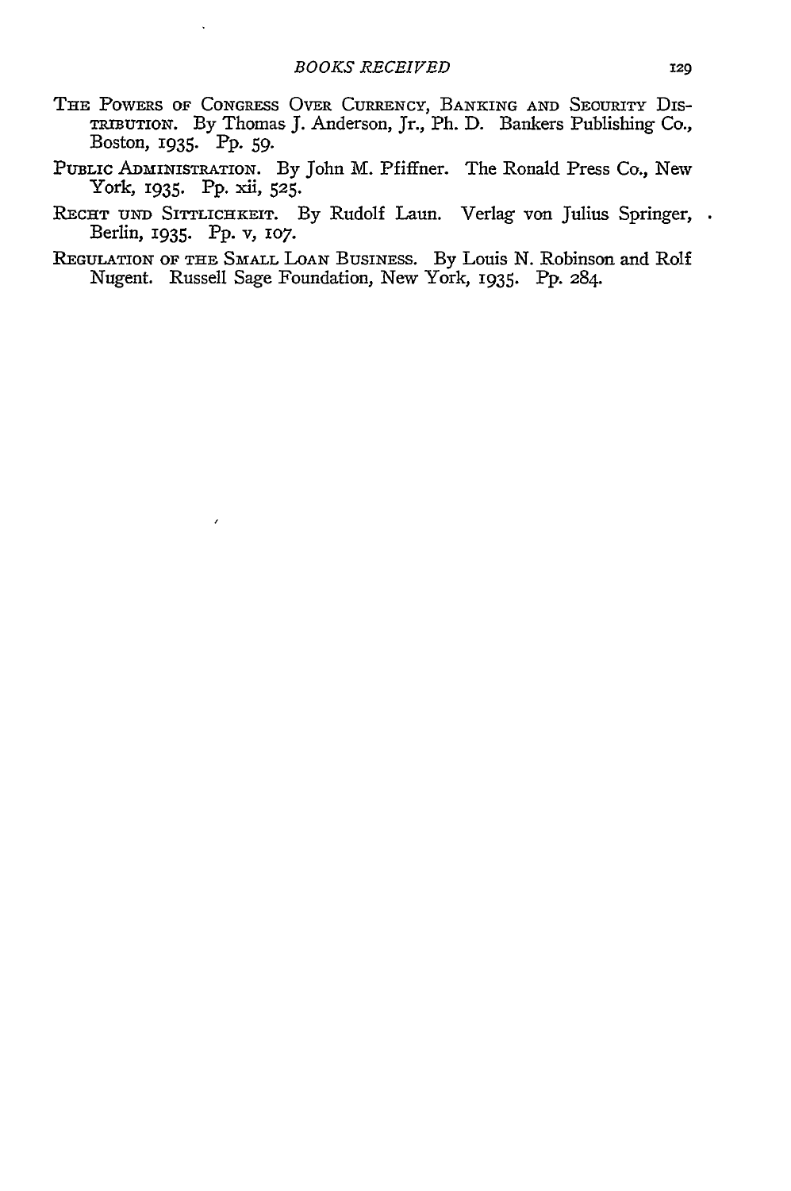THE POWERS OF CONGRESS OVER CURRENCY, BANKING AND SECURITY DISTRIBUTION. By Thomas J. Anderson, Jr., Ph. D. Bankers Publishing Co., Boston, 1935. Pp. 59.

PUBLIC ADMINISTRATION. By John M. Pfiffner. The Ronald Press Co., New York, 1935. Pp. xii, 525.

RECHT UND SITTLICHKEIT. By Rudolf Laun. Verlag von Julius Springer, Berlin, 1935. Pp. v, 107.

REGULATION OF THE SMALL LOAN BUSINESS. By Louis N. Robinson and Rolf Nugent. Russell Sage Foundation, New York, 1935. Pp. 284.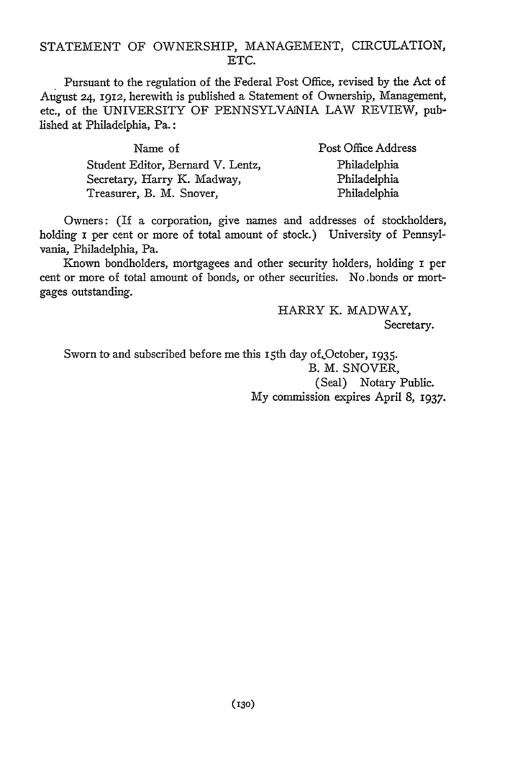## STATEMENT OF OWNERSHIP, MANAGEMENT, CIRCULATION, ETC.

Pursuant to the regulation of the Federal Post Office, revised by the Act of August 24, 1912, herewith is published a Statement of Ownership, Management, etc., of the UNIVERSITY OF PENNSYLVANIA LAW REVIEW, published at Philadelphia, Pa.:

| Name of | Post Office Address |
| --- | --- |
| Student Editor, Bernard V. Lentz, | Philadelphia |
| Secretary, Harry K. Madway, | Philadelphia |
| Treasurer, B. M. Snover, | Philadelphia |

Owners: (If a corporation, give names and addresses of stockholders, holding 1 per cent or more of total amount of stock.) University of Pennsylvania, Philadelphia, Pa.

Known bondholders, mortgagees and other security holders, holding 1 per cent or more of total amount of bonds, or other securities. No bonds or mortgages outstanding.

HARRY K. MADWAY,
Secretary.

Sworn to and subscribed before me this 15th day of October, 1935.

B. M. SNOVER,
(Seal) Notary Public.
My commission expires April 8, 1937.